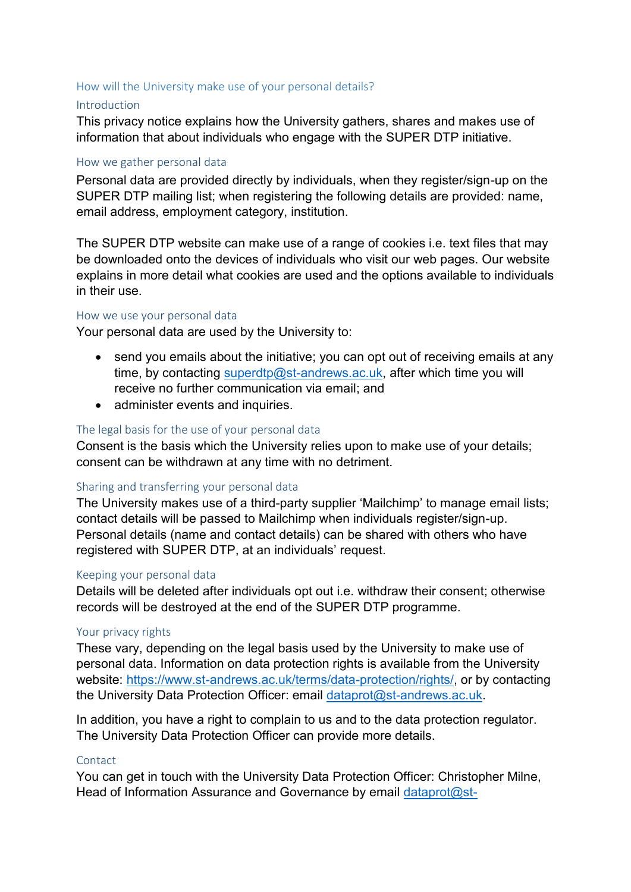## How will the University make use of your personal details?

### Introduction

This privacy notice explains how the University gathers, shares and makes use of information that about individuals who engage with the SUPER DTP initiative.

### How we gather personal data

Personal data are provided directly by individuals, when they register/sign-up on the SUPER DTP mailing list; when registering the following details are provided: name, email address, employment category, institution.

The SUPER DTP website can make use of a range of cookies i.e. text files that may be downloaded onto the devices of individuals who visit our web pages. Our website explains in more detail what cookies are used and the options available to individuals in their use.

### How we use your personal data

Your personal data are used by the University to:

- send you emails about the initiative; you can opt out of receiving emails at any time, by contacting superdtp@st-andrews.ac.uk, after which time you will receive no further communication via email; and
- administer events and inquiries.

### The legal basis for the use of your personal data

Consent is the basis which the University relies upon to make use of your details; consent can be withdrawn at any time with no detriment.

### Sharing and transferring your personal data

The University makes use of a third-party supplier 'Mailchimp' to manage email lists; contact details will be passed to Mailchimp when individuals register/sign-up. Personal details (name and contact details) can be shared with others who have registered with SUPER DTP, at an individuals' request.

### Keeping your personal data

Details will be deleted after individuals opt out i.e. withdraw their consent; otherwise records will be destroyed at the end of the SUPER DTP programme.

### Your privacy rights

These vary, depending on the legal basis used by the University to make use of personal data. Information on data protection rights is available from the University website: https://www.st-andrews.ac.uk/terms/data-protection/rights/, or by contacting the University Data Protection Officer: email dataprot@st-andrews.ac.uk.

In addition, you have a right to complain to us and to the data protection regulator. The University Data Protection Officer can provide more details.

### Contact

You can get in touch with the University Data Protection Officer: Christopher Milne, Head of Information Assurance and Governance by email dataprot@st-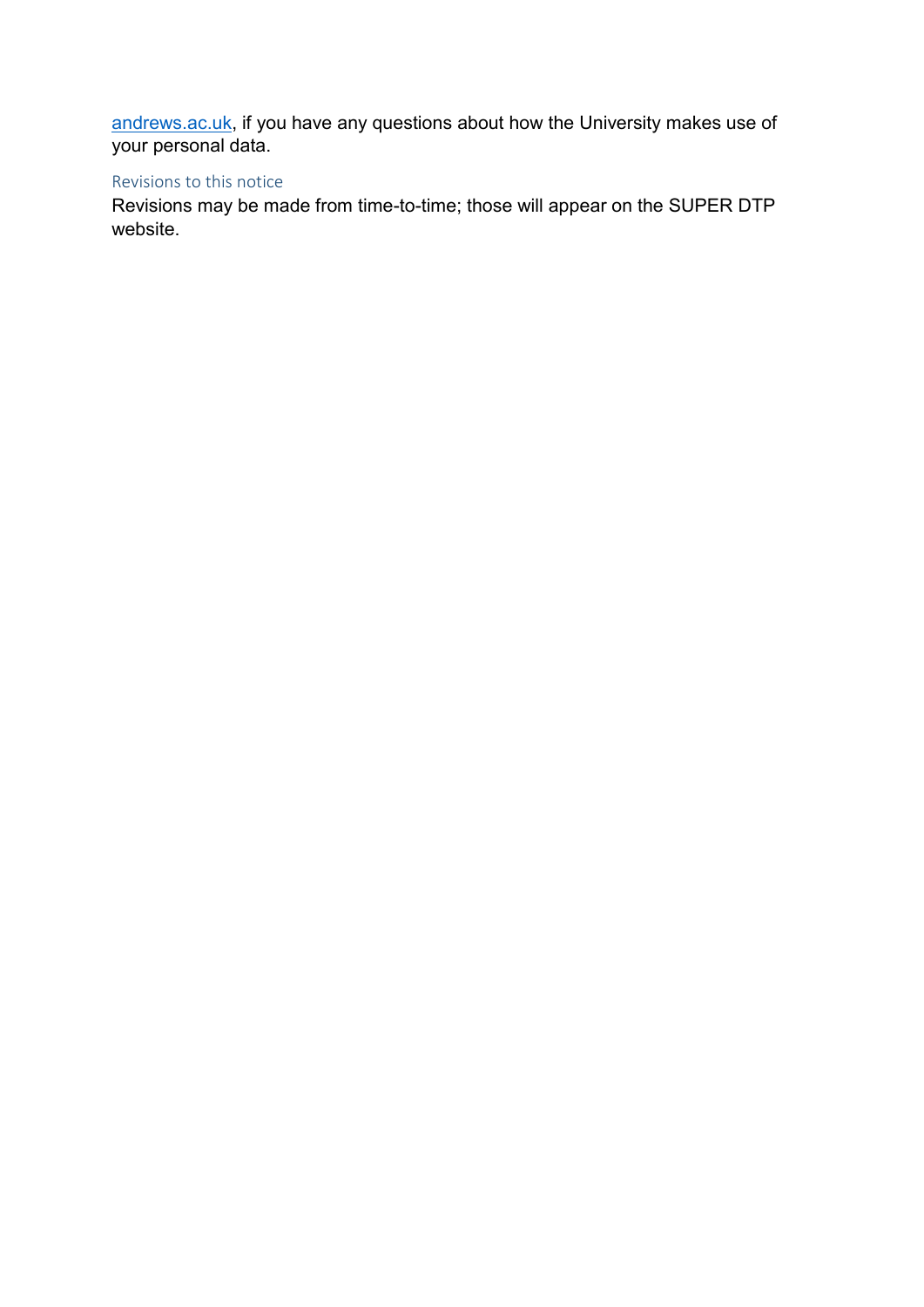andrews.ac.uk, if you have any questions about how the University makes use of your personal data.

### Revisions to this notice

Revisions may be made from time-to-time; those will appear on the SUPER DTP website.